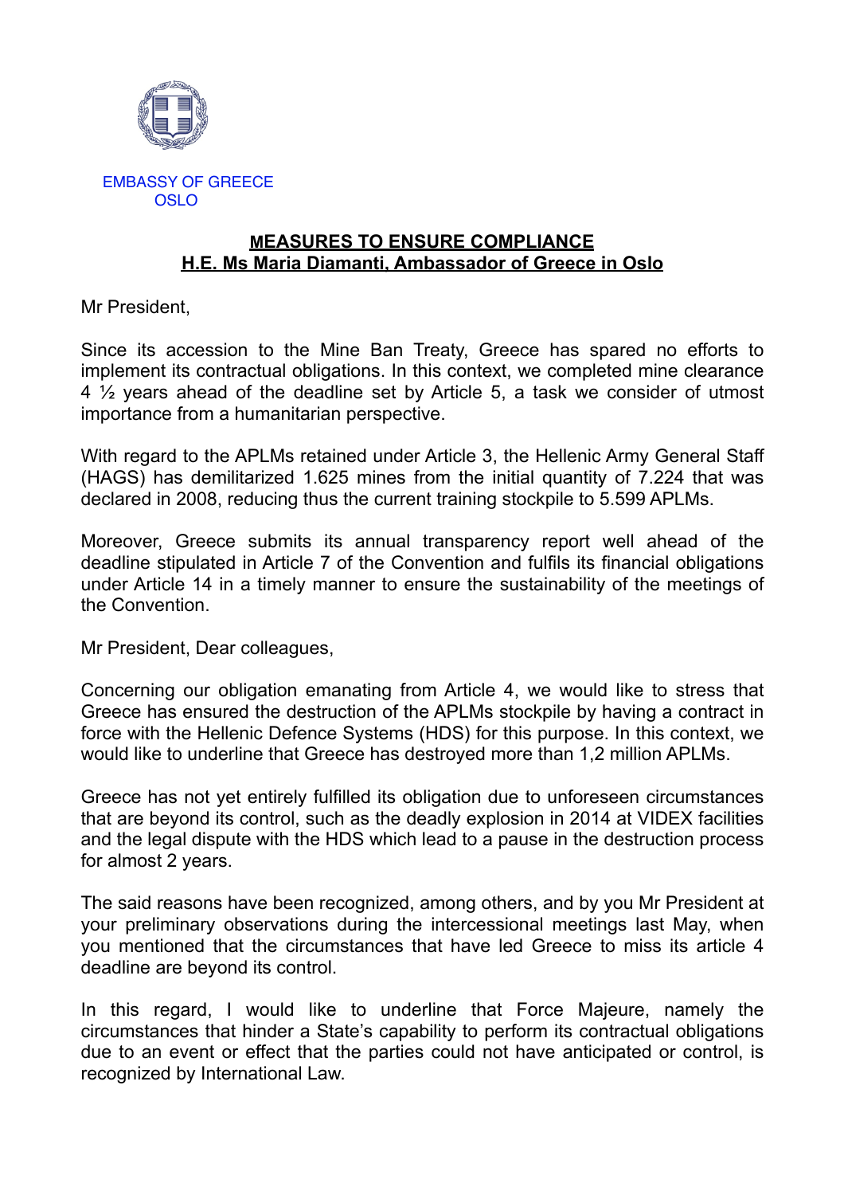EMBASSY OF GREECE
OSLO

**MEASURES TO ENSURE COMPLIANCE**
**H.E. Ms Maria Diamanti, Ambassador of Greece in Oslo**

Mr President,

Since its accession to the Mine Ban Treaty, Greece has spared no efforts to implement its contractual obligations. In this context, we completed mine clearance 4 ½ years ahead of the deadline set by Article 5, a task we consider of utmost importance from a humanitarian perspective.

With regard to the APLMs retained under Article 3, the Hellenic Army General Staff (HAGS) has demilitarized 1.625 mines from the initial quantity of 7.224 that was declared in 2008, reducing thus the current training stockpile to 5.599 APLMs.

Moreover, Greece submits its annual transparency report well ahead of the deadline stipulated in Article 7 of the Convention and fulfils its financial obligations under Article 14 in a timely manner to ensure the sustainability of the meetings of the Convention.

Mr President, Dear colleagues,

Concerning our obligation emanating from Article 4, we would like to stress that Greece has ensured the destruction of the APLMs stockpile by having a contract in force with the Hellenic Defence Systems (HDS) for this purpose. In this context, we would like to underline that Greece has destroyed more than 1,2 million APLMs.

Greece has not yet entirely fulfilled its obligation due to unforeseen circumstances that are beyond its control, such as the deadly explosion in 2014 at VIDEX facilities and the legal dispute with the HDS which lead to a pause in the destruction process for almost 2 years.

The said reasons have been recognized, among others, and by you Mr President at your preliminary observations during the intercessional meetings last May, when you mentioned that the circumstances that have led Greece to miss its article 4 deadline are beyond its control.

In this regard, I would like to underline that Force Majeure, namely the circumstances that hinder a State's capability to perform its contractual obligations due to an event or effect that the parties could not have anticipated or control, is recognized by International Law.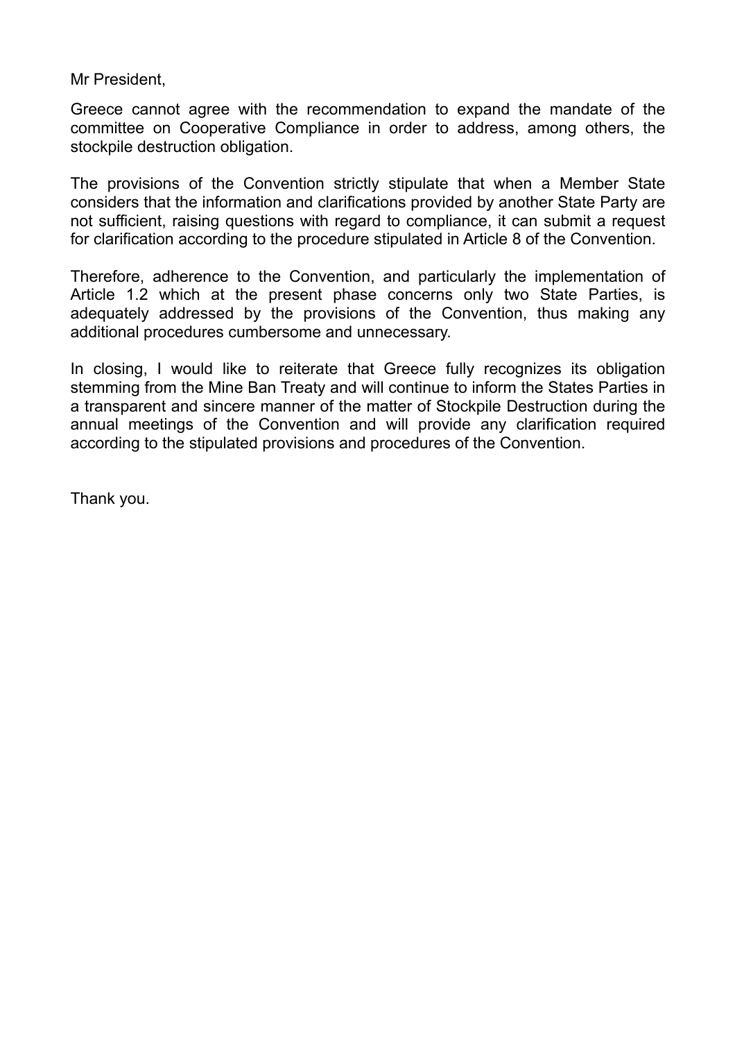Mr President,

Greece cannot agree with the recommendation to expand the mandate of the committee on Cooperative Compliance in order to address, among others, the stockpile destruction obligation.

The provisions of the Convention strictly stipulate that when a Member State considers that the information and clarifications provided by another State Party are not sufficient, raising questions with regard to compliance, it can submit a request for clarification according to the procedure stipulated in Article 8 of the Convention.

Therefore, adherence to the Convention, and particularly the implementation of Article 1.2 which at the present phase concerns only two State Parties, is adequately addressed by the provisions of the Convention, thus making any additional procedures cumbersome and unnecessary.

In closing, I would like to reiterate that Greece fully recognizes its obligation stemming from the Mine Ban Treaty and will continue to inform the States Parties in a transparent and sincere manner of the matter of Stockpile Destruction during the annual meetings of the Convention and will provide any clarification required according to the stipulated provisions and procedures of the Convention.

Thank you.